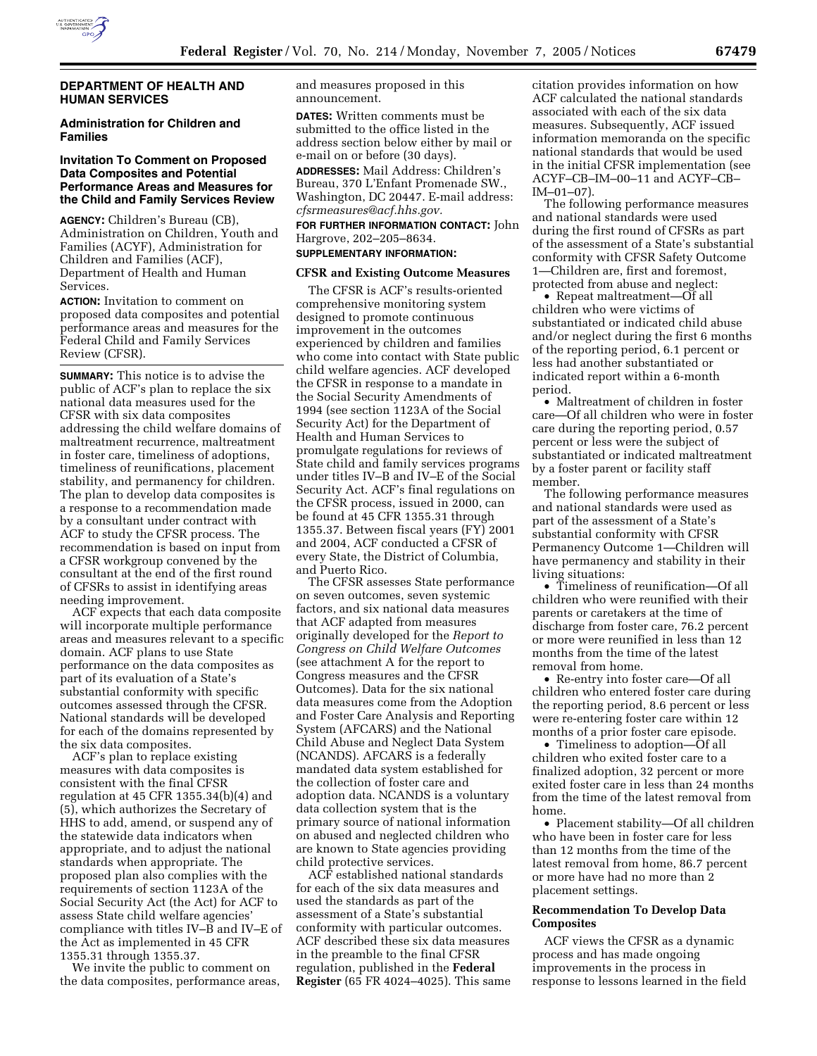## DEPARTMENT OF HEALTH AND HUMAN SERVICES

### Administration for Children and Families

### Invitation To Comment on Proposed Data Composites and Potential Performance Areas and Measures for the Child and Family Services Review

**AGENCY:** Children's Bureau (CB), Administration on Children, Youth and Families (ACYF), Administration for Children and Families (ACF), Department of Health and Human Services.

**ACTION:** Invitation to comment on proposed data composites and potential performance areas and measures for the Federal Child and Family Services Review (CFSR).

**SUMMARY:** This notice is to advise the public of ACF's plan to replace the six national data measures used for the CFSR with six data composites addressing the child welfare domains of maltreatment recurrence, maltreatment in foster care, timeliness of adoptions, timeliness of reunifications, placement stability, and permanency for children. The plan to develop data composites is a response to a recommendation made by a consultant under contract with ACF to study the CFSR process. The recommendation is based on input from a CFSR workgroup convened by the consultant at the end of the first round of CFSRs to assist in identifying areas needing improvement.

ACF expects that each data composite will incorporate multiple performance areas and measures relevant to a specific domain. ACF plans to use State performance on the data composites as part of its evaluation of a State's substantial conformity with specific outcomes assessed through the CFSR. National standards will be developed for each of the domains represented by the six data composites.

ACF's plan to replace existing measures with data composites is consistent with the final CFSR regulation at 45 CFR 1355.34(b)(4) and (5), which authorizes the Secretary of HHS to add, amend, or suspend any of the statewide data indicators when appropriate, and to adjust the national standards when appropriate. The proposed plan also complies with the requirements of section 1123A of the Social Security Act (the Act) for ACF to assess State child welfare agencies' compliance with titles IV–B and IV–E of the Act as implemented in 45 CFR 1355.31 through 1355.37.

We invite the public to comment on the data composites, performance areas, and measures proposed in this announcement.

**DATES:** Written comments must be submitted to the office listed in the address section below either by mail or e-mail on or before (30 days).

**ADDRESSES:** Mail Address: Children's Bureau, 370 L'Enfant Promenade SW., Washington, DC 20447. E-mail address: *cfsrmeasures@acf.hhs.gov.*

**FOR FURTHER INFORMATION CONTACT:** John Hargrove, 202–205–8634.

**SUPPLEMENTARY INFORMATION:**

#### CFSR and Existing Outcome Measures

The CFSR is ACF's results-oriented comprehensive monitoring system designed to promote continuous improvement in the outcomes experienced by children and families who come into contact with State public child welfare agencies. ACF developed the CFSR in response to a mandate in the Social Security Amendments of 1994 (see section 1123A of the Social Security Act) for the Department of Health and Human Services to promulgate regulations for reviews of State child and family services programs under titles IV–B and IV–E of the Social Security Act. ACF's final regulations on the CFSR process, issued in 2000, can be found at 45 CFR 1355.31 through 1355.37. Between fiscal years (FY) 2001 and 2004, ACF conducted a CFSR of every State, the District of Columbia, and Puerto Rico.

The CFSR assesses State performance on seven outcomes, seven systemic factors, and six national data measures that ACF adapted from measures originally developed for the *Report to Congress on Child Welfare Outcomes* (see attachment A for the report to Congress measures and the CFSR Outcomes). Data for the six national data measures come from the Adoption and Foster Care Analysis and Reporting System (AFCARS) and the National Child Abuse and Neglect Data System (NCANDS). AFCARS is a federally mandated data system established for the collection of foster care and adoption data. NCANDS is a voluntary data collection system that is the primary source of national information on abused and neglected children who are known to State agencies providing child protective services.

ACF established national standards for each of the six data measures and used the standards as part of the assessment of a State's substantial conformity with particular outcomes. ACF described these six data measures in the preamble to the final CFSR regulation, published in the **Federal Register** (65 FR 4024–4025). This same citation provides information on how ACF calculated the national standards associated with each of the six data measures. Subsequently, ACF issued information memoranda on the specific national standards that would be used in the initial CFSR implementation (see ACYF–CB–IM–00–11 and ACYF–CB–IM–01–07).

The following performance measures and national standards were used during the first round of CFSRs as part of the assessment of a State's substantial conformity with CFSR Safety Outcome 1—Children are, first and foremost, protected from abuse and neglect:

- Repeat maltreatment—Of all children who were victims of substantiated or indicated child abuse and/or neglect during the first 6 months of the reporting period, 6.1 percent or less had another substantiated or indicated report within a 6-month period.
- Maltreatment of children in foster care—Of all children who were in foster care during the reporting period, 0.57 percent or less were the subject of substantiated or indicated maltreatment by a foster parent or facility staff member.

The following performance measures and national standards were used as part of the assessment of a State's substantial conformity with CFSR Permanency Outcome 1—Children will have permanency and stability in their living situations:

- Timeliness of reunification—Of all children who were reunified with their parents or caretakers at the time of discharge from foster care, 76.2 percent or more were reunified in less than 12 months from the time of the latest removal from home.
- Re-entry into foster care—Of all children who entered foster care during the reporting period, 8.6 percent or less were re-entering foster care within 12 months of a prior foster care episode.
- Timeliness to adoption—Of all children who exited foster care to a finalized adoption, 32 percent or more exited foster care in less than 24 months from the time of the latest removal from home.
- Placement stability—Of all children who have been in foster care for less than 12 months from the time of the latest removal from home, 86.7 percent or more have had no more than 2 placement settings.

#### Recommendation To Develop Data Composites

ACF views the CFSR as a dynamic process and has made ongoing improvements in the process in response to lessons learned in the field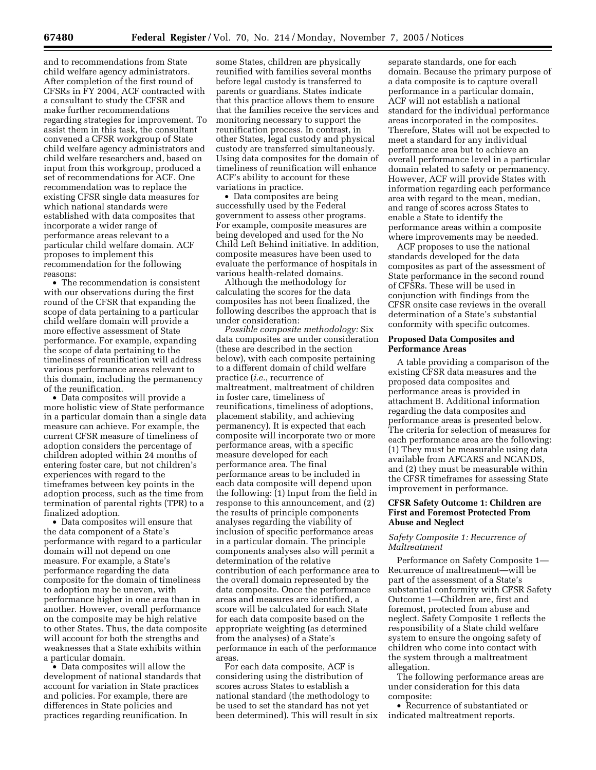and to recommendations from State child welfare agency administrators. After completion of the first round of CFSRs in FY 2004, ACF contracted with a consultant to study the CFSR and make further recommendations regarding strategies for improvement. To assist them in this task, the consultant convened a CFSR workgroup of State child welfare agency administrators and child welfare researchers and, based on input from this workgroup, produced a set of recommendations for ACF. One recommendation was to replace the existing CFSR single data measures for which national standards were established with data composites that incorporate a wider range of performance areas relevant to a particular child welfare domain. ACF proposes to implement this recommendation for the following reasons:

- The recommendation is consistent with our observations during the first round of the CFSR that expanding the scope of data pertaining to a particular child welfare domain will provide a more effective assessment of State performance. For example, expanding the scope of data pertaining to the timeliness of reunification will address various performance areas relevant to this domain, including the permanency of the reunification.
- Data composites will provide a more holistic view of State performance in a particular domain than a single data measure can achieve. For example, the current CFSR measure of timeliness of adoption considers the percentage of children adopted within 24 months of entering foster care, but not children's experiences with regard to the timeframes between key points in the adoption process, such as the time from termination of parental rights (TPR) to a finalized adoption.
- Data composites will ensure that the data component of a State's performance with regard to a particular domain will not depend on one measure. For example, a State's performance regarding the data composite for the domain of timeliness to adoption may be uneven, with performance higher in one area than in another. However, overall performance on the composite may be high relative to other States. Thus, the data composite will account for both the strengths and weaknesses that a State exhibits within a particular domain.
- Data composites will allow the development of national standards that account for variation in State practices and policies. For example, there are differences in State policies and practices regarding reunification. In some States, children are physically reunified with families several months before legal custody is transferred to parents or guardians. States indicate that this practice allows them to ensure that the families receive the services and monitoring necessary to support the reunification process. In contrast, in other States, legal custody and physical custody are transferred simultaneously. Using data composites for the domain of timeliness of reunification will enhance ACF's ability to account for these variations in practice.
- Data composites are being successfully used by the Federal government to assess other programs. For example, composite measures are being developed and used for the No Child Left Behind initiative. In addition, composite measures have been used to evaluate the performance of hospitals in various health-related domains.

Although the methodology for calculating the scores for the data composites has not been finalized, the following describes the approach that is under consideration:

*Possible composite methodology:* Six data composites are under consideration (these are described in the section below), with each composite pertaining to a different domain of child welfare practice (*i.e.*, recurrence of maltreatment, maltreatment of children in foster care, timeliness of reunifications, timeliness of adoptions, placement stability, and achieving permanency). It is expected that each composite will incorporate two or more performance areas, with a specific measure developed for each performance area. The final performance areas to be included in each data composite will depend upon the following: (1) Input from the field in response to this announcement, and (2) the results of principle components analyses regarding the viability of inclusion of specific performance areas in a particular domain. The principle components analyses also will permit a determination of the relative contribution of each performance area to the overall domain represented by the data composite. Once the performance areas and measures are identified, a score will be calculated for each State for each data composite based on the appropriate weighting (as determined from the analyses) of a State's performance in each of the performance areas.

For each data composite, ACF is considering using the distribution of scores across States to establish a national standard (the methodology to be used to set the standard has not yet been determined). This will result in six separate standards, one for each domain. Because the primary purpose of a data composite is to capture overall performance in a particular domain, ACF will not establish a national standard for the individual performance areas incorporated in the composites. Therefore, States will not be expected to meet a standard for any individual performance area but to achieve an overall performance level in a particular domain related to safety or permanency. However, ACF will provide States with information regarding each performance area with regard to the mean, median, and range of scores across States to enable a State to identify the performance areas within a composite where improvements may be needed.

ACF proposes to use the national standards developed for the data composites as part of the assessment of State performance in the second round of CFSRs. These will be used in conjunction with findings from the CFSR onsite case reviews in the overall determination of a State's substantial conformity with specific outcomes.

## Proposed Data Composites and Performance Areas

A table providing a comparison of the existing CFSR data measures and the proposed data composites and performance areas is provided in attachment B. Additional information regarding the data composites and performance areas is presented below. The criteria for selection of measures for each performance area are the following: (1) They must be measurable using data available from AFCARS and NCANDS, and (2) they must be measurable within the CFSR timeframes for assessing State improvement in performance.

## CFSR Safety Outcome 1: Children are First and Foremost Protected From Abuse and Neglect

### *Safety Composite 1: Recurrence of Maltreatment*

Performance on Safety Composite 1—Recurrence of maltreatment—will be part of the assessment of a State's substantial conformity with CFSR Safety Outcome 1—Children are, first and foremost, protected from abuse and neglect. Safety Composite 1 reflects the responsibility of a State child welfare system to ensure the ongoing safety of children who come into contact with the system through a maltreatment allegation.

The following performance areas are under consideration for this data composite:

- Recurrence of substantiated or indicated maltreatment reports.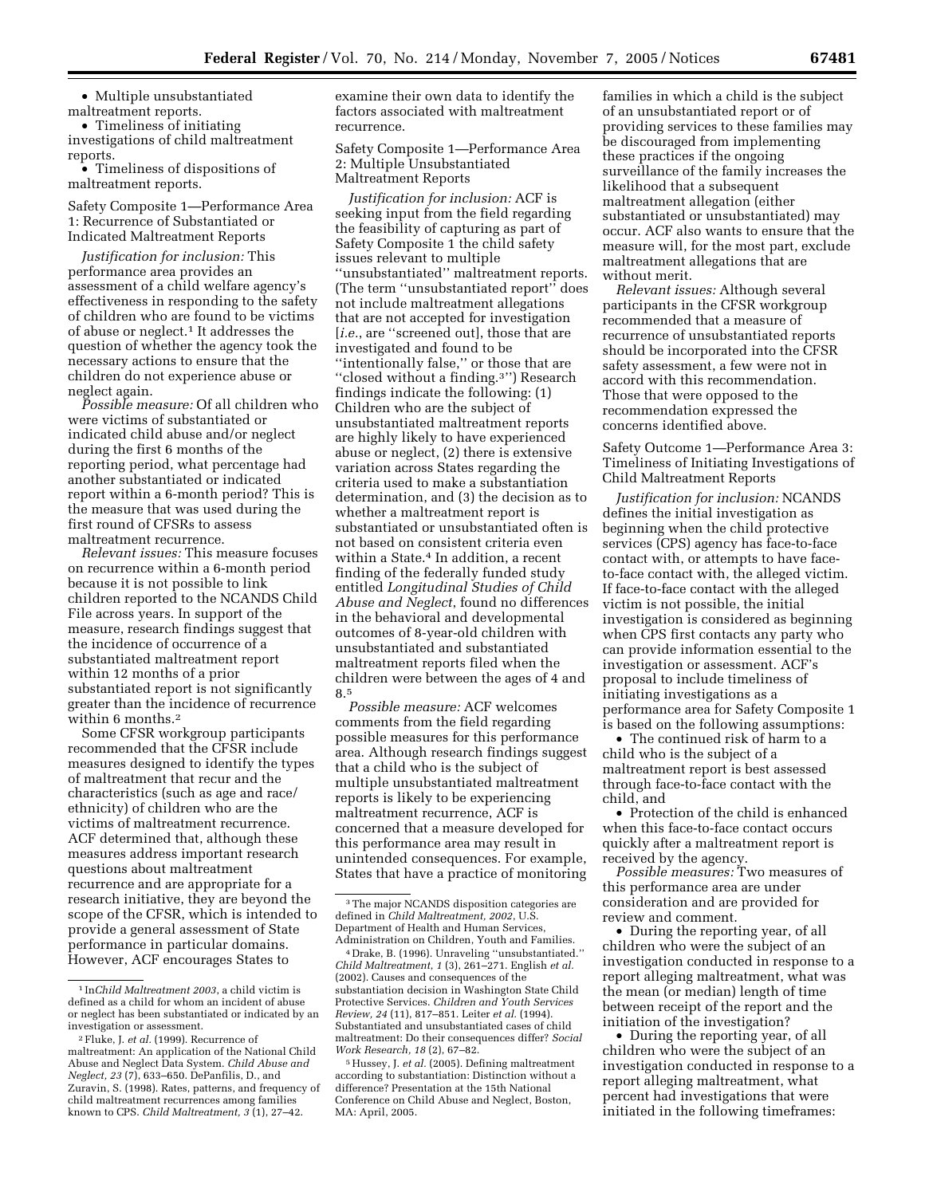- Multiple unsubstantiated maltreatment reports.
- Timeliness of initiating investigations of child maltreatment reports.
- Timeliness of dispositions of maltreatment reports.

Safety Composite 1—Performance Area 1: Recurrence of Substantiated or Indicated Maltreatment Reports

*Justification for inclusion:* This performance area provides an assessment of a child welfare agency's effectiveness in responding to the safety of children who are found to be victims of abuse or neglect.[1] It addresses the question of whether the agency took the necessary actions to ensure that the children do not experience abuse or neglect again.

*Possible measure:* Of all children who were victims of substantiated or indicated child abuse and/or neglect during the first 6 months of the reporting period, what percentage had another substantiated or indicated report within a 6-month period? This is the measure that was used during the first round of CFSRs to assess maltreatment recurrence.

*Relevant issues:* This measure focuses on recurrence within a 6-month period because it is not possible to link children reported to the NCANDS Child File across years. In support of the measure, research findings suggest that the incidence of occurrence of a substantiated maltreatment report within 12 months of a prior substantiated report is not significantly greater than the incidence of recurrence within 6 months.[2]

Some CFSR workgroup participants recommended that the CFSR include measures designed to identify the types of maltreatment that recur and the characteristics (such as age and race/ethnicity) of children who are the victims of maltreatment recurrence. ACF determined that, although these measures address important research questions about maltreatment recurrence and are appropriate for a research initiative, they are beyond the scope of the CFSR, which is intended to provide a general assessment of State performance in particular domains. However, ACF encourages States to examine their own data to identify the factors associated with maltreatment recurrence.

Safety Composite 1—Performance Area 2: Multiple Unsubstantiated Maltreatment Reports

*Justification for inclusion:* ACF is seeking input from the field regarding the feasibility of capturing as part of Safety Composite 1 the child safety issues relevant to multiple "unsubstantiated" maltreatment reports. (The term "unsubstantiated report" does not include maltreatment allegations that are not accepted for investigation [*i.e.*, are "screened out], those that are investigated and found to be "intentionally false," or those that are "closed without a finding.[3]") Research findings indicate the following: (1) Children who are the subject of unsubstantiated maltreatment reports are highly likely to have experienced abuse or neglect, (2) there is extensive variation across States regarding the criteria used to make a substantiation determination, and (3) the decision as to whether a maltreatment report is substantiated or unsubstantiated often is not based on consistent criteria even within a State.[4] In addition, a recent finding of the federally funded study entitled *Longitudinal Studies of Child Abuse and Neglect*, found no differences in the behavioral and developmental outcomes of 8-year-old children with unsubstantiated and substantiated maltreatment reports filed when the children were between the ages of 4 and 8.[5]

*Possible measure:* ACF welcomes comments from the field regarding possible measures for this performance area. Although research findings suggest that a child who is the subject of multiple unsubstantiated maltreatment reports is likely to be experiencing maltreatment recurrence, ACF is concerned that a measure developed for this performance area may result in unintended consequences. For example, States that have a practice of monitoring families in which a child is the subject of an unsubstantiated report or of providing services to these families may be discouraged from implementing these practices if the ongoing surveillance of the family increases the likelihood that a subsequent maltreatment allegation (either substantiated or unsubstantiated) may occur. ACF also wants to ensure that the measure will, for the most part, exclude maltreatment allegations that are without merit.

*Relevant issues:* Although several participants in the CFSR workgroup recommended that a measure of recurrence of unsubstantiated reports should be incorporated into the CFSR safety assessment, a few were not in accord with this recommendation. Those that were opposed to the recommendation expressed the concerns identified above.

Safety Outcome 1—Performance Area 3: Timeliness of Initiating Investigations of Child Maltreatment Reports

*Justification for inclusion:* NCANDS defines the initial investigation as beginning when the child protective services (CPS) agency has face-to-face contact with, or attempts to have face-to-face contact with, the alleged victim. If face-to-face contact with the alleged victim is not possible, the initial investigation is considered as beginning when CPS first contacts any party who can provide information essential to the investigation or assessment. ACF's proposal to include timeliness of initiating investigations as a performance area for Safety Composite 1 is based on the following assumptions:

- The continued risk of harm to a child who is the subject of a maltreatment report is best assessed through face-to-face contact with the child, and
- Protection of the child is enhanced when this face-to-face contact occurs quickly after a maltreatment report is received by the agency.

*Possible measures:* Two measures of this performance area are under consideration and are provided for review and comment.

- During the reporting year, of all children who were the subject of an investigation conducted in response to a report alleging maltreatment, what was the mean (or median) length of time between receipt of the report and the initiation of the investigation?
- During the reporting year, of all children who were the subject of an investigation conducted in response to a report alleging maltreatment, what percent had investigations that were initiated in the following timeframes:

---

[1] In *Child Maltreatment 2003*, a child victim is defined as a child for whom an incident of abuse or neglect has been substantiated or indicated by an investigation or assessment.

[2] Fluke, J. *et al.* (1999). Recurrence of maltreatment: An application of the National Child Abuse and Neglect Data System. *Child Abuse and Neglect, 23* (7), 633–650. DePanfilis, D., and Zuravin, S. (1998). Rates, patterns, and frequency of child maltreatment recurrences among families known to CPS. *Child Maltreatment, 3* (1), 27–42.

[3] The major NCANDS disposition categories are defined in *Child Maltreatment, 2002*, U.S. Department of Health and Human Services, Administration on Children, Youth and Families.

[4] Drake, B. (1996). Unraveling "unsubstantiated." *Child Maltreatment, 1* (3), 261–271. English *et al.* (2002). Causes and consequences of the substantiation decision in Washington State Child Protective Services. *Children and Youth Services Review, 24* (11), 817–851. Leiter *et al.* (1994). Substantiated and unsubstantiated cases of child maltreatment: Do their consequences differ? *Social Work Research, 18* (2), 67–82.

[5] Hussey, J. *et al.* (2005). Defining maltreatment according to substantiation: Distinction without a difference? Presentation at the 15th National Conference on Child Abuse and Neglect, Boston, MA: April, 2005.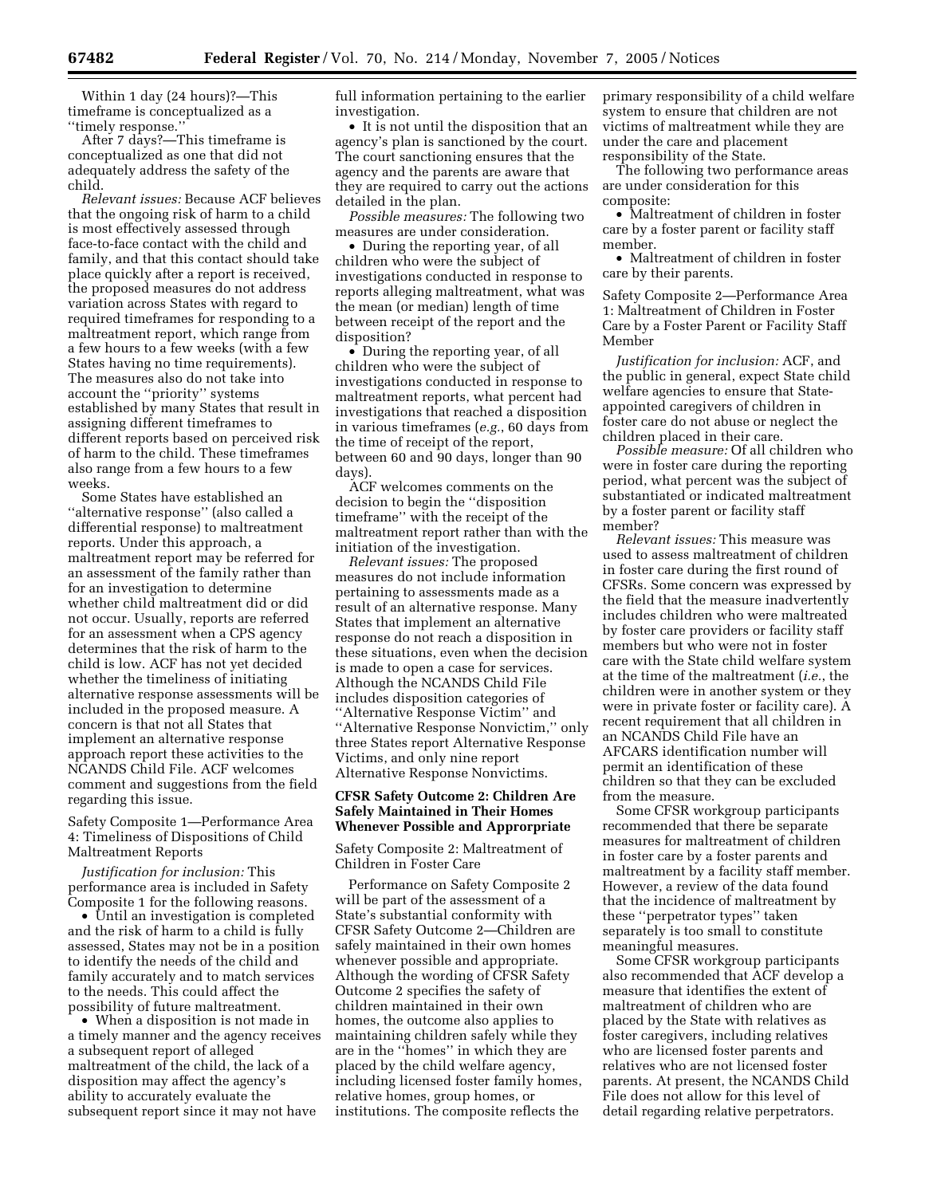Within 1 day (24 hours)?—This timeframe is conceptualized as a ''timely response.''

After 7 days?—This timeframe is conceptualized as one that did not adequately address the safety of the child.

*Relevant issues:* Because ACF believes that the ongoing risk of harm to a child is most effectively assessed through face-to-face contact with the child and family, and that this contact should take place quickly after a report is received, the proposed measures do not address variation across States with regard to required timeframes for responding to a maltreatment report, which range from a few hours to a few weeks (with a few States having no time requirements). The measures also do not take into account the ''priority'' systems established by many States that result in assigning different timeframes to different reports based on perceived risk of harm to the child. These timeframes also range from a few hours to a few weeks.

Some States have established an ''alternative response'' (also called a differential response) to maltreatment reports. Under this approach, a maltreatment report may be referred for an assessment of the family rather than for an investigation to determine whether child maltreatment did or did not occur. Usually, reports are referred for an assessment when a CPS agency determines that the risk of harm to the child is low. ACF has not yet decided whether the timeliness of initiating alternative response assessments will be included in the proposed measure. A concern is that not all States that implement an alternative response approach report these activities to the NCANDS Child File. ACF welcomes comment and suggestions from the field regarding this issue.

Safety Composite 1—Performance Area 4: Timeliness of Dispositions of Child Maltreatment Reports

*Justification for inclusion:* This performance area is included in Safety Composite 1 for the following reasons.

- Until an investigation is completed and the risk of harm to a child is fully assessed, States may not be in a position to identify the needs of the child and family accurately and to match services to the needs. This could affect the possibility of future maltreatment.
- When a disposition is not made in a timely manner and the agency receives a subsequent report of alleged maltreatment of the child, the lack of a disposition may affect the agency's ability to accurately evaluate the subsequent report since it may not have full information pertaining to the earlier investigation.
- It is not until the disposition that an agency's plan is sanctioned by the court. The court sanctioning ensures that the agency and the parents are aware that they are required to carry out the actions detailed in the plan.

*Possible measures:* The following two measures are under consideration.

- During the reporting year, of all children who were the subject of investigations conducted in response to reports alleging maltreatment, what was the mean (or median) length of time between receipt of the report and the disposition?
- During the reporting year, of all children who were the subject of investigations conducted in response to maltreatment reports, what percent had investigations that reached a disposition in various timeframes (*e.g.*, 60 days from the time of receipt of the report, between 60 and 90 days, longer than 90 days).

ACF welcomes comments on the decision to begin the ''disposition timeframe'' with the receipt of the maltreatment report rather than with the initiation of the investigation.

*Relevant issues:* The proposed measures do not include information pertaining to assessments made as a result of an alternative response. Many States that implement an alternative response do not reach a disposition in these situations, even when the decision is made to open a case for services. Although the NCANDS Child File includes disposition categories of ''Alternative Response Victim'' and ''Alternative Response Nonvictim,'' only three States report Alternative Response Victims, and only nine report Alternative Response Nonvictims.

### CFSR Safety Outcome 2: Children Are Safely Maintained in Their Homes Whenever Possible and Approprpriate

Safety Composite 2: Maltreatment of Children in Foster Care

Performance on Safety Composite 2 will be part of the assessment of a State's substantial conformity with CFSR Safety Outcome 2—Children are safely maintained in their own homes whenever possible and appropriate. Although the wording of CFSR Safety Outcome 2 specifies the safety of children maintained in their own homes, the outcome also applies to maintaining children safely while they are in the ''homes'' in which they are placed by the child welfare agency, including licensed foster family homes, relative homes, group homes, or institutions. The composite reflects the primary responsibility of a child welfare system to ensure that children are not victims of maltreatment while they are under the care and placement responsibility of the State.

The following two performance areas are under consideration for this composite:

- Maltreatment of children in foster care by a foster parent or facility staff member.
- Maltreatment of children in foster care by their parents.

Safety Composite 2—Performance Area 1: Maltreatment of Children in Foster Care by a Foster Parent or Facility Staff Member

*Justification for inclusion:* ACF, and the public in general, expect State child welfare agencies to ensure that State-appointed caregivers of children in foster care do not abuse or neglect the children placed in their care.

*Possible measure:* Of all children who were in foster care during the reporting period, what percent was the subject of substantiated or indicated maltreatment by a foster parent or facility staff member?

*Relevant issues:* This measure was used to assess maltreatment of children in foster care during the first round of CFSRs. Some concern was expressed by the field that the measure inadvertently includes children who were maltreated by foster care providers or facility staff members but who were not in foster care with the State child welfare system at the time of the maltreatment (*i.e.*, the children were in another system or they were in private foster or facility care). A recent requirement that all children in an NCANDS Child File have an AFCARS identification number will permit an identification of these children so that they can be excluded from the measure.

Some CFSR workgroup participants recommended that there be separate measures for maltreatment of children in foster care by a foster parents and maltreatment by a facility staff member. However, a review of the data found that the incidence of maltreatment by these ''perpetrator types'' taken separately is too small to constitute meaningful measures.

Some CFSR workgroup participants also recommended that ACF develop a measure that identifies the extent of maltreatment of children who are placed by the State with relatives as foster caregivers, including relatives who are licensed foster parents and relatives who are not licensed foster parents. At present, the NCANDS Child File does not allow for this level of detail regarding relative perpetrators.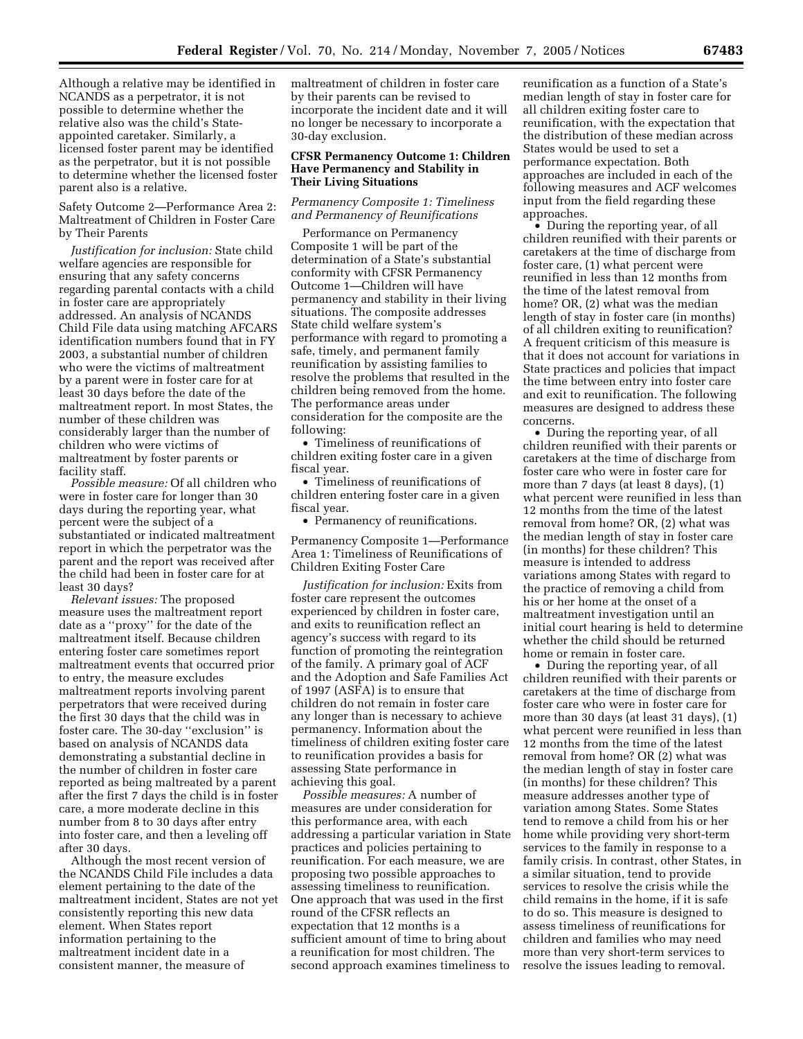Although a relative may be identified in NCANDS as a perpetrator, it is not possible to determine whether the relative also was the child's State-appointed caretaker. Similarly, a licensed foster parent may be identified as the perpetrator, but it is not possible to determine whether the licensed foster parent also is a relative.

Safety Outcome 2—Performance Area 2: Maltreatment of Children in Foster Care by Their Parents

*Justification for inclusion:* State child welfare agencies are responsible for ensuring that any safety concerns regarding parental contacts with a child in foster care are appropriately addressed. An analysis of NCANDS Child File data using matching AFCARS identification numbers found that in FY 2003, a substantial number of children who were the victims of maltreatment by a parent were in foster care for at least 30 days before the date of the maltreatment report. In most States, the number of these children was considerably larger than the number of children who were victims of maltreatment by foster parents or facility staff.

*Possible measure:* Of all children who were in foster care for longer than 30 days during the reporting year, what percent were the subject of a substantiated or indicated maltreatment report in which the perpetrator was the parent and the report was received after the child had been in foster care for at least 30 days?

*Relevant issues:* The proposed measure uses the maltreatment report date as a ''proxy'' for the date of the maltreatment itself. Because children entering foster care sometimes report maltreatment events that occurred prior to entry, the measure excludes maltreatment reports involving parent perpetrators that were received during the first 30 days that the child was in foster care. The 30-day ''exclusion'' is based on analysis of NCANDS data demonstrating a substantial decline in the number of children in foster care reported as being maltreated by a parent after the first 7 days the child is in foster care, a more moderate decline in this number from 8 to 30 days after entry into foster care, and then a leveling off after 30 days.

Although the most recent version of the NCANDS Child File includes a data element pertaining to the date of the maltreatment incident, States are not yet consistently reporting this new data element. When States report information pertaining to the maltreatment incident date in a consistent manner, the measure of maltreatment of children in foster care by their parents can be revised to incorporate the incident date and it will no longer be necessary to incorporate a 30-day exclusion.

## CFSR Permanency Outcome 1: Children Have Permanency and Stability in Their Living Situations

### *Permanency Composite 1: Timeliness and Permanency of Reunifications*

Performance on Permanency Composite 1 will be part of the determination of a State's substantial conformity with CFSR Permanency Outcome 1—Children will have permanency and stability in their living situations. The composite addresses State child welfare system's performance with regard to promoting a safe, timely, and permanent family reunification by assisting families to resolve the problems that resulted in the children being removed from the home. The performance areas under consideration for the composite are the following:

- Timeliness of reunifications of children exiting foster care in a given fiscal year.
- Timeliness of reunifications of children entering foster care in a given fiscal year.
- Permanency of reunifications.

Permanency Composite 1—Performance Area 1: Timeliness of Reunifications of Children Exiting Foster Care

*Justification for inclusion:* Exits from foster care represent the outcomes experienced by children in foster care, and exits to reunification reflect an agency's success with regard to its function of promoting the reintegration of the family. A primary goal of ACF and the Adoption and Safe Families Act of 1997 (ASFA) is to ensure that children do not remain in foster care any longer than is necessary to achieve permanency. Information about the timeliness of children exiting foster care to reunification provides a basis for assessing State performance in achieving this goal.

*Possible measures:* A number of measures are under consideration for this performance area, with each addressing a particular variation in State practices and policies pertaining to reunification. For each measure, we are proposing two possible approaches to assessing timeliness to reunification. One approach that was used in the first round of the CFSR reflects an expectation that 12 months is a sufficient amount of time to bring about a reunification for most children. The second approach examines timeliness to reunification as a function of a State's median length of stay in foster care for all children exiting foster care to reunification, with the expectation that the distribution of these median across States would be used to set a performance expectation. Both approaches are included in each of the following measures and ACF welcomes input from the field regarding these approaches.

- During the reporting year, of all children reunified with their parents or caretakers at the time of discharge from foster care, (1) what percent were reunified in less than 12 months from the time of the latest removal from home? OR, (2) what was the median length of stay in foster care (in months) of all children exiting to reunification? A frequent criticism of this measure is that it does not account for variations in State practices and policies that impact the time between entry into foster care and exit to reunification. The following measures are designed to address these concerns.
- During the reporting year, of all children reunified with their parents or caretakers at the time of discharge from foster care who were in foster care for more than 7 days (at least 8 days), (1) what percent were reunified in less than 12 months from the time of the latest removal from home? OR, (2) what was the median length of stay in foster care (in months) for these children? This measure is intended to address variations among States with regard to the practice of removing a child from his or her home at the onset of a maltreatment investigation until an initial court hearing is held to determine whether the child should be returned home or remain in foster care.
- During the reporting year, of all children reunified with their parents or caretakers at the time of discharge from foster care who were in foster care for more than 30 days (at least 31 days), (1) what percent were reunified in less than 12 months from the time of the latest removal from home? OR (2) what was the median length of stay in foster care (in months) for these children? This measure addresses another type of variation among States. Some States tend to remove a child from his or her home while providing very short-term services to the family in response to a family crisis. In contrast, other States, in a similar situation, tend to provide services to resolve the crisis while the child remains in the home, if it is safe to do so. This measure is designed to assess timeliness of reunifications for children and families who may need more than very short-term services to resolve the issues leading to removal.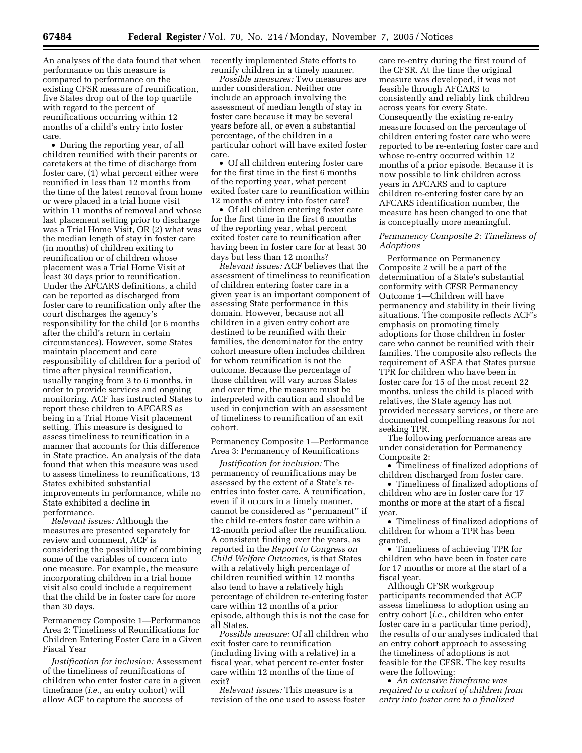An analyses of the data found that when performance on this measure is compared to performance on the existing CFSR measure of reunification, five States drop out of the top quartile with regard to the percent of reunifications occurring within 12 months of a child's entry into foster care.

- During the reporting year, of all children reunified with their parents or caretakers at the time of discharge from foster care, (1) what percent either were reunified in less than 12 months from the time of the latest removal from home or were placed in a trial home visit within 11 months of removal and whose last placement setting prior to discharge was a Trial Home Visit, OR (2) what was the median length of stay in foster care (in months) of children exiting to reunification or of children whose placement was a Trial Home Visit at least 30 days prior to reunification. Under the AFCARS definitions, a child can be reported as discharged from foster care to reunification only after the court discharges the agency's responsibility for the child (or 6 months after the child's return in certain circumstances). However, some States maintain placement and care responsibility of children for a period of time after physical reunification, usually ranging from 3 to 6 months, in order to provide services and ongoing monitoring. ACF has instructed States to report these children to AFCARS as being in a Trial Home Visit placement setting. This measure is designed to assess timeliness to reunification in a manner that accounts for this difference in State practice. An analysis of the data found that when this measure was used to assess timeliness to reunifications, 13 States exhibited substantial improvements in performance, while no State exhibited a decline in performance.

*Relevant issues:* Although the measures are presented separately for review and comment, ACF is considering the possibility of combining some of the variables of concern into one measure. For example, the measure incorporating children in a trial home visit also could include a requirement that the child be in foster care for more than 30 days.

Permanency Composite 1—Performance Area 2: Timeliness of Reunifications for Children Entering Foster Care in a Given Fiscal Year

*Justification for inclusion:* Assessment of the timeliness of reunifications of children who enter foster care in a given timeframe (*i.e.*, an entry cohort) will allow ACF to capture the success of recently implemented State efforts to reunify children in a timely manner.

*Possible measures:* Two measures are under consideration. Neither one include an approach involving the assessment of median length of stay in foster care because it may be several years before all, or even a substantial percentage, of the children in a particular cohort will have exited foster care.

- Of all children entering foster care for the first time in the first 6 months of the reporting year, what percent exited foster care to reunification within 12 months of entry into foster care?
- Of all children entering foster care for the first time in the first 6 months of the reporting year, what percent exited foster care to reunification after having been in foster care for at least 30 days but less than 12 months?

*Relevant issues:* ACF believes that the assessment of timeliness to reunification of children entering foster care in a given year is an important component of assessing State performance in this domain. However, because not all children in a given entry cohort are destined to be reunified with their families, the denominator for the entry cohort measure often includes children for whom reunification is not the outcome. Because the percentage of those children will vary across States and over time, the measure must be interpreted with caution and should be used in conjunction with an assessment of timeliness to reunification of an exit cohort.

Permanency Composite 1—Performance Area 3: Permanency of Reunifications

*Justification for inclusion:* The permanency of reunifications may be assessed by the extent of a State's re-entries into foster care. A reunification, even if it occurs in a timely manner, cannot be considered as "permanent" if the child re-enters foster care within a 12-month period after the reunification. A consistent finding over the years, as reported in the *Report to Congress on Child Welfare Outcomes,* is that States with a relatively high percentage of children reunified within 12 months also tend to have a relatively high percentage of children re-entering foster care within 12 months of a prior episode, although this is not the case for all States.

*Possible measure:* Of all children who exit foster care to reunification (including living with a relative) in a fiscal year, what percent re-enter foster care within 12 months of the time of exit?

*Relevant issues:* This measure is a revision of the one used to assess foster care re-entry during the first round of the CFSR. At the time the original measure was developed, it was not feasible through AFCARS to consistently and reliably link children across years for every State. Consequently the existing re-entry measure focused on the percentage of children entering foster care who were reported to be re-entering foster care and whose re-entry occurred within 12 months of a prior episode. Because it is now possible to link children across years in AFCARS and to capture children re-entering foster care by an AFCARS identification number, the measure has been changed to one that is conceptually more meaningful.

*Permanency Composite 2: Timeliness of Adoptions*

Performance on Permanency Composite 2 will be a part of the determination of a State's substantial conformity with CFSR Permanency Outcome 1—Children will have permanency and stability in their living situations. The composite reflects ACF's emphasis on promoting timely adoptions for those children in foster care who cannot be reunified with their families. The composite also reflects the requirement of ASFA that States pursue TPR for children who have been in foster care for 15 of the most recent 22 months, unless the child is placed with relatives, the State agency has not provided necessary services, or there are documented compelling reasons for not seeking TPR.

The following performance areas are under consideration for Permanency Composite 2:

- Timeliness of finalized adoptions of children discharged from foster care.
- Timeliness of finalized adoptions of children who are in foster care for 17 months or more at the start of a fiscal year.
- Timeliness of finalized adoptions of children for whom a TPR has been granted.
- Timeliness of achieving TPR for children who have been in foster care for 17 months or more at the start of a fiscal year.

Although CFSR workgroup participants recommended that ACF assess timeliness to adoption using an entry cohort (*i.e.*, children who enter foster care in a particular time period), the results of our analyses indicated that an entry cohort approach to assessing the timeliness of adoptions is not feasible for the CFSR. The key results were the following:

- *An extensive timeframe was required to a cohort of children from entry into foster care to a finalized*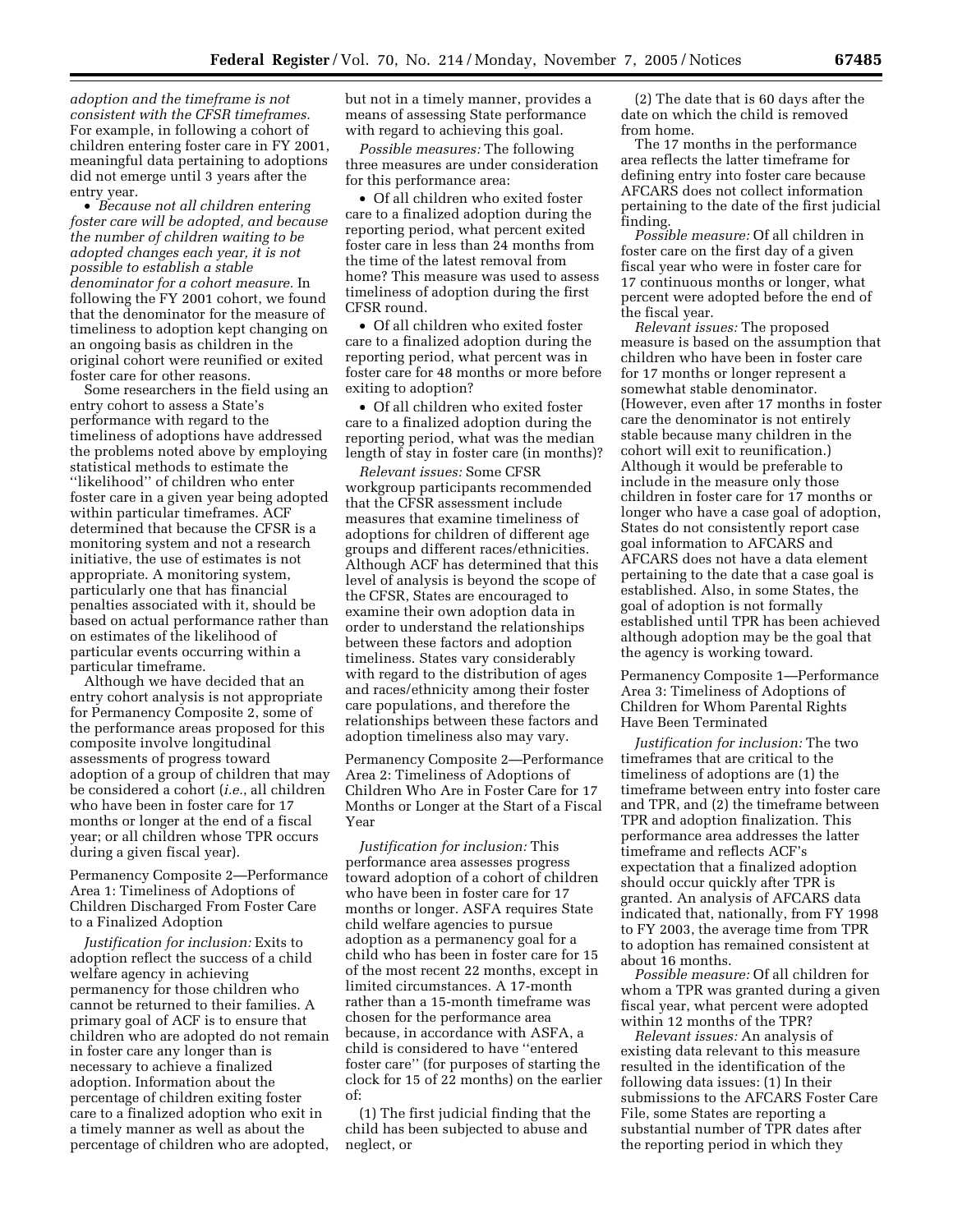*adoption and the timeframe is not consistent with the CFSR timeframes.* For example, in following a cohort of children entering foster care in FY 2001, meaningful data pertaining to adoptions did not emerge until 3 years after the entry year.

- *Because not all children entering foster care will be adopted, and because the number of children waiting to be adopted changes each year, it is not possible to establish a stable denominator for a cohort measure.* In following the FY 2001 cohort, we found that the denominator for the measure of timeliness to adoption kept changing on an ongoing basis as children in the original cohort were reunified or exited foster care for other reasons.

Some researchers in the field using an entry cohort to assess a State's performance with regard to the timeliness of adoptions have addressed the problems noted above by employing statistical methods to estimate the ''likelihood'' of children who enter foster care in a given year being adopted within particular timeframes. ACF determined that because the CFSR is a monitoring system and not a research initiative, the use of estimates is not appropriate. A monitoring system, particularly one that has financial penalties associated with it, should be based on actual performance rather than on estimates of the likelihood of particular events occurring within a particular timeframe.

Although we have decided that an entry cohort analysis is not appropriate for Permanency Composite 2, some of the performance areas proposed for this composite involve longitudinal assessments of progress toward adoption of a group of children that may be considered a cohort (*i.e.*, all children who have been in foster care for 17 months or longer at the end of a fiscal year; or all children whose TPR occurs during a given fiscal year).

Permanency Composite 2—Performance Area 1: Timeliness of Adoptions of Children Discharged From Foster Care to a Finalized Adoption

*Justification for inclusion:* Exits to adoption reflect the success of a child welfare agency in achieving permanency for those children who cannot be returned to their families. A primary goal of ACF is to ensure that children who are adopted do not remain in foster care any longer than is necessary to achieve a finalized adoption. Information about the percentage of children exiting foster care to a finalized adoption who exit in a timely manner as well as about the percentage of children who are adopted, but not in a timely manner, provides a means of assessing State performance with regard to achieving this goal.

*Possible measures:* The following three measures are under consideration for this performance area:

- Of all children who exited foster care to a finalized adoption during the reporting period, what percent exited foster care in less than 24 months from the time of the latest removal from home? This measure was used to assess timeliness of adoption during the first CFSR round.
- Of all children who exited foster care to a finalized adoption during the reporting period, what percent was in foster care for 48 months or more before exiting to adoption?
- Of all children who exited foster care to a finalized adoption during the reporting period, what was the median length of stay in foster care (in months)?

*Relevant issues:* Some CFSR workgroup participants recommended that the CFSR assessment include measures that examine timeliness of adoptions for children of different age groups and different races/ethnicities. Although ACF has determined that this level of analysis is beyond the scope of the CFSR, States are encouraged to examine their own adoption data in order to understand the relationships between these factors and adoption timeliness. States vary considerably with regard to the distribution of ages and races/ethnicity among their foster care populations, and therefore the relationships between these factors and adoption timeliness also may vary.

Permanency Composite 2—Performance Area 2: Timeliness of Adoptions of Children Who Are in Foster Care for 17 Months or Longer at the Start of a Fiscal Year

*Justification for inclusion:* This performance area assesses progress toward adoption of a cohort of children who have been in foster care for 17 months or longer. ASFA requires State child welfare agencies to pursue adoption as a permanency goal for a child who has been in foster care for 15 of the most recent 22 months, except in limited circumstances. A 17-month rather than a 15-month timeframe was chosen for the performance area because, in accordance with ASFA, a child is considered to have ''entered foster care'' (for purposes of starting the clock for 15 of 22 months) on the earlier of:

(1) The first judicial finding that the child has been subjected to abuse and neglect, or

(2) The date that is 60 days after the date on which the child is removed from home.

The 17 months in the performance area reflects the latter timeframe for defining entry into foster care because AFCARS does not collect information pertaining to the date of the first judicial finding.

*Possible measure:* Of all children in foster care on the first day of a given fiscal year who were in foster care for 17 continuous months or longer, what percent were adopted before the end of the fiscal year.

*Relevant issues:* The proposed measure is based on the assumption that children who have been in foster care for 17 months or longer represent a somewhat stable denominator. (However, even after 17 months in foster care the denominator is not entirely stable because many children in the cohort will exit to reunification.) Although it would be preferable to include in the measure only those children in foster care for 17 months or longer who have a case goal of adoption, States do not consistently report case goal information to AFCARS and AFCARS does not have a data element pertaining to the date that a case goal is established. Also, in some States, the goal of adoption is not formally established until TPR has been achieved although adoption may be the goal that the agency is working toward.

Permanency Composite 1—Performance Area 3: Timeliness of Adoptions of Children for Whom Parental Rights Have Been Terminated

*Justification for inclusion:* The two timeframes that are critical to the timeliness of adoptions are (1) the timeframe between entry into foster care and TPR, and (2) the timeframe between TPR and adoption finalization. This performance area addresses the latter timeframe and reflects ACF's expectation that a finalized adoption should occur quickly after TPR is granted. An analysis of AFCARS data indicated that, nationally, from FY 1998 to FY 2003, the average time from TPR to adoption has remained consistent at about 16 months.

*Possible measure:* Of all children for whom a TPR was granted during a given fiscal year, what percent were adopted within 12 months of the TPR?

*Relevant issues:* An analysis of existing data relevant to this measure resulted in the identification of the following data issues: (1) In their submissions to the AFCARS Foster Care File, some States are reporting a substantial number of TPR dates after the reporting period in which they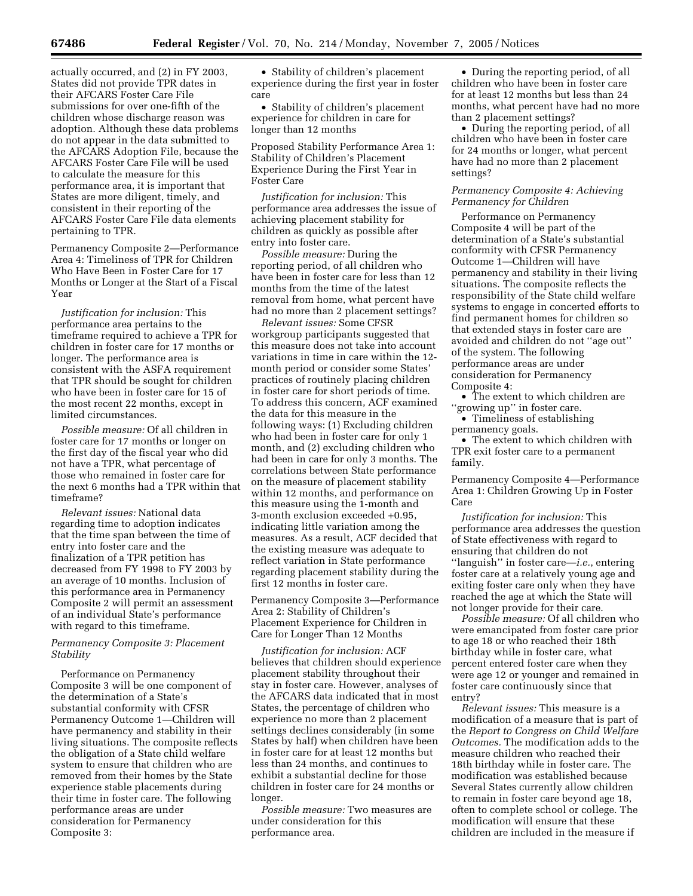actually occurred, and (2) in FY 2003, States did not provide TPR dates in their AFCARS Foster Care File submissions for over one-fifth of the children whose discharge reason was adoption. Although these data problems do not appear in the data submitted to the AFCARS Adoption File, because the AFCARS Foster Care File will be used to calculate the measure for this performance area, it is important that States are more diligent, timely, and consistent in their reporting of the AFCARS Foster Care File data elements pertaining to TPR.

Permanency Composite 2—Performance Area 4: Timeliness of TPR for Children Who Have Been in Foster Care for 17 Months or Longer at the Start of a Fiscal Year

*Justification for inclusion:* This performance area pertains to the timeframe required to achieve a TPR for children in foster care for 17 months or longer. The performance area is consistent with the ASFA requirement that TPR should be sought for children who have been in foster care for 15 of the most recent 22 months, except in limited circumstances.

*Possible measure:* Of all children in foster care for 17 months or longer on the first day of the fiscal year who did not have a TPR, what percentage of those who remained in foster care for the next 6 months had a TPR within that timeframe?

*Relevant issues:* National data regarding time to adoption indicates that the time span between the time of entry into foster care and the finalization of a TPR petition has decreased from FY 1998 to FY 2003 by an average of 10 months. Inclusion of this performance area in Permanency Composite 2 will permit an assessment of an individual State's performance with regard to this timeframe.

*Permanency Composite 3: Placement Stability*

Performance on Permanency Composite 3 will be one component of the determination of a State's substantial conformity with CFSR Permanency Outcome 1—Children will have permanency and stability in their living situations. The composite reflects the obligation of a State child welfare system to ensure that children who are removed from their homes by the State experience stable placements during their time in foster care. The following performance areas are under consideration for Permanency Composite 3:

- Stability of children's placement experience during the first year in foster care
- Stability of children's placement experience for children in care for longer than 12 months

Proposed Stability Performance Area 1: Stability of Children's Placement Experience During the First Year in Foster Care

*Justification for inclusion:* This performance area addresses the issue of achieving placement stability for children as quickly as possible after entry into foster care.

*Possible measure:* During the reporting period, of all children who have been in foster care for less than 12 months from the time of the latest removal from home, what percent have had no more than 2 placement settings?

*Relevant issues:* Some CFSR workgroup participants suggested that this measure does not take into account variations in time in care within the 12-month period or consider some States' practices of routinely placing children in foster care for short periods of time. To address this concern, ACF examined the data for this measure in the following ways: (1) Excluding children who had been in foster care for only 1 month, and (2) excluding children who had been in care for only 3 months. The correlations between State performance on the measure of placement stability within 12 months, and performance on this measure using the 1-month and 3-month exclusion exceeded +0.95, indicating little variation among the measures. As a result, ACF decided that the existing measure was adequate to reflect variation in State performance regarding placement stability during the first 12 months in foster care.

Permanency Composite 3—Performance Area 2: Stability of Children's Placement Experience for Children in Care for Longer Than 12 Months

*Justification for inclusion:* ACF believes that children should experience placement stability throughout their stay in foster care. However, analyses of the AFCARS data indicated that in most States, the percentage of children who experience no more than 2 placement settings declines considerably (in some States by half) when children have been in foster care for at least 12 months but less than 24 months, and continues to exhibit a substantial decline for those children in foster care for 24 months or longer.

*Possible measure:* Two measures are under consideration for this performance area.

- During the reporting period, of all children who have been in foster care for at least 12 months but less than 24 months, what percent have had no more than 2 placement settings?
- During the reporting period, of all children who have been in foster care for 24 months or longer, what percent have had no more than 2 placement settings?

*Permanency Composite 4: Achieving Permanency for Children*

Performance on Permanency Composite 4 will be part of the determination of a State's substantial conformity with CFSR Permanency Outcome 1—Children will have permanency and stability in their living situations. The composite reflects the responsibility of the State child welfare systems to engage in concerted efforts to find permanent homes for children so that extended stays in foster care are avoided and children do not "age out" of the system. The following performance areas are under consideration for Permanency Composite 4:

- The extent to which children are "growing up" in foster care.
- Timeliness of establishing permanency goals.
- The extent to which children with TPR exit foster care to a permanent family.

Permanency Composite 4—Performance Area 1: Children Growing Up in Foster Care

*Justification for inclusion:* This performance area addresses the question of State effectiveness with regard to ensuring that children do not "languish" in foster care—*i.e.*, entering foster care at a relatively young age and exiting foster care only when they have reached the age at which the State will not longer provide for their care.

*Possible measure:* Of all children who were emancipated from foster care prior to age 18 or who reached their 18th birthday while in foster care, what percent entered foster care when they were age 12 or younger and remained in foster care continuously since that entry?

*Relevant issues:* This measure is a modification of a measure that is part of the *Report to Congress on Child Welfare Outcomes.* The modification adds to the measure children who reached their 18th birthday while in foster care. The modification was established because Several States currently allow children to remain in foster care beyond age 18, often to complete school or college. The modification will ensure that these children are included in the measure if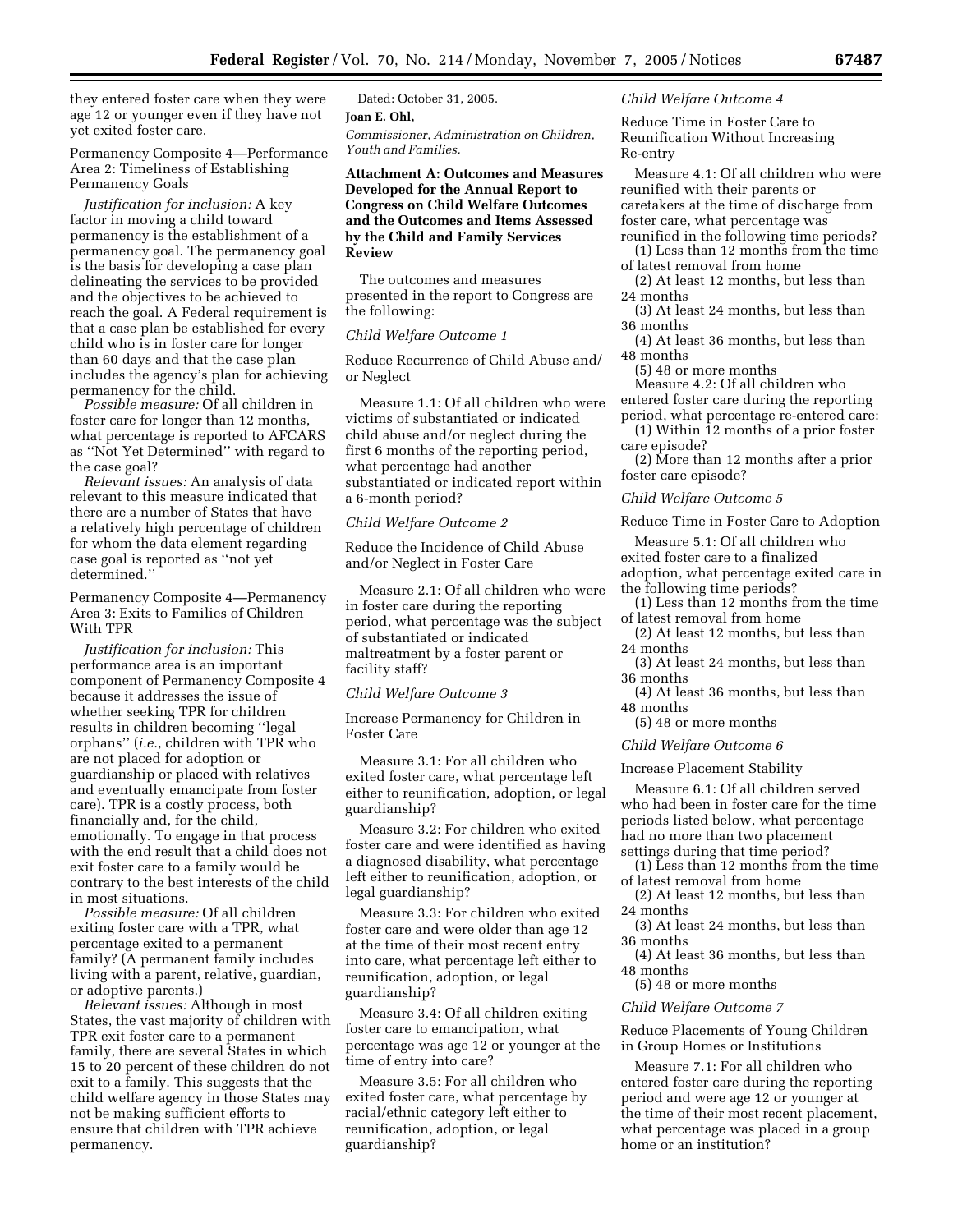they entered foster care when they were age 12 or younger even if they have not yet exited foster care.

Permanency Composite 4—Performance Area 2: Timeliness of Establishing Permanency Goals

*Justification for inclusion:* A key factor in moving a child toward permanency is the establishment of a permanency goal. The permanency goal is the basis for developing a case plan delineating the services to be provided and the objectives to be achieved to reach the goal. A Federal requirement is that a case plan be established for every child who is in foster care for longer than 60 days and that the case plan includes the agency's plan for achieving permanency for the child.

*Possible measure:* Of all children in foster care for longer than 12 months, what percentage is reported to AFCARS as ''Not Yet Determined'' with regard to the case goal?

*Relevant issues:* An analysis of data relevant to this measure indicated that there are a number of States that have a relatively high percentage of children for whom the data element regarding case goal is reported as ''not yet determined.''

Permanency Composite 4—Permanency Area 3: Exits to Families of Children With TPR

*Justification for inclusion:* This performance area is an important component of Permanency Composite 4 because it addresses the issue of whether seeking TPR for children results in children becoming ''legal orphans'' (*i.e.*, children with TPR who are not placed for adoption or guardianship or placed with relatives and eventually emancipate from foster care). TPR is a costly process, both financially and, for the child, emotionally. To engage in that process with the end result that a child does not exit foster care to a family would be contrary to the best interests of the child in most situations.

*Possible measure:* Of all children exiting foster care with a TPR, what percentage exited to a permanent family? (A permanent family includes living with a parent, relative, guardian, or adoptive parents.)

*Relevant issues:* Although in most States, the vast majority of children with TPR exit foster care to a permanent family, there are several States in which 15 to 20 percent of these children do not exit to a family. This suggests that the child welfare agency in those States may not be making sufficient efforts to ensure that children with TPR achieve permanency.

Dated: October 31, 2005.

**Joan E. Ohl,**

*Commissioner, Administration on Children, Youth and Families.*

**Attachment A: Outcomes and Measures Developed for the Annual Report to Congress on Child Welfare Outcomes and the Outcomes and Items Assessed by the Child and Family Services Review**

The outcomes and measures presented in the report to Congress are the following:

*Child Welfare Outcome 1*

Reduce Recurrence of Child Abuse and/or Neglect

Measure 1.1: Of all children who were victims of substantiated or indicated child abuse and/or neglect during the first 6 months of the reporting period, what percentage had another substantiated or indicated report within a 6-month period?

*Child Welfare Outcome 2*

Reduce the Incidence of Child Abuse and/or Neglect in Foster Care

Measure 2.1: Of all children who were in foster care during the reporting period, what percentage was the subject of substantiated or indicated maltreatment by a foster parent or facility staff?

*Child Welfare Outcome 3*

Increase Permanency for Children in Foster Care

Measure 3.1: For all children who exited foster care, what percentage left either to reunification, adoption, or legal guardianship?

Measure 3.2: For children who exited foster care and were identified as having a diagnosed disability, what percentage left either to reunification, adoption, or legal guardianship?

Measure 3.3: For children who exited foster care and were older than age 12 at the time of their most recent entry into care, what percentage left either to reunification, adoption, or legal guardianship?

Measure 3.4: Of all children exiting foster care to emancipation, what percentage was age 12 or younger at the time of entry into care?

Measure 3.5: For all children who exited foster care, what percentage by racial/ethnic category left either to reunification, adoption, or legal guardianship?

*Child Welfare Outcome 4*

Reduce Time in Foster Care to Reunification Without Increasing Re-entry

Measure 4.1: Of all children who were reunified with their parents or caretakers at the time of discharge from foster care, what percentage was reunified in the following time periods?

(1) Less than 12 months from the time of latest removal from home

(2) At least 12 months, but less than 24 months

(3) At least 24 months, but less than 36 months

(4) At least 36 months, but less than 48 months

(5) 48 or more months

Measure 4.2: Of all children who entered foster care during the reporting period, what percentage re-entered care:

(1) Within 12 months of a prior foster care episode?

(2) More than 12 months after a prior foster care episode?

*Child Welfare Outcome 5*

Reduce Time in Foster Care to Adoption

Measure 5.1: Of all children who exited foster care to a finalized adoption, what percentage exited care in the following time periods?

(1) Less than 12 months from the time of latest removal from home

(2) At least 12 months, but less than 24 months

(3) At least 24 months, but less than 36 months

(4) At least 36 months, but less than 48 months

(5) 48 or more months

*Child Welfare Outcome 6*

Increase Placement Stability

Measure 6.1: Of all children served who had been in foster care for the time periods listed below, what percentage had no more than two placement settings during that time period?

(1) Less than 12 months from the time of latest removal from home

(2) At least 12 months, but less than 24 months

(3) At least 24 months, but less than 36 months

(4) At least 36 months, but less than 48 months

(5) 48 or more months

*Child Welfare Outcome 7*

Reduce Placements of Young Children in Group Homes or Institutions

Measure 7.1: For all children who entered foster care during the reporting period and were age 12 or younger at the time of their most recent placement, what percentage was placed in a group home or an institution?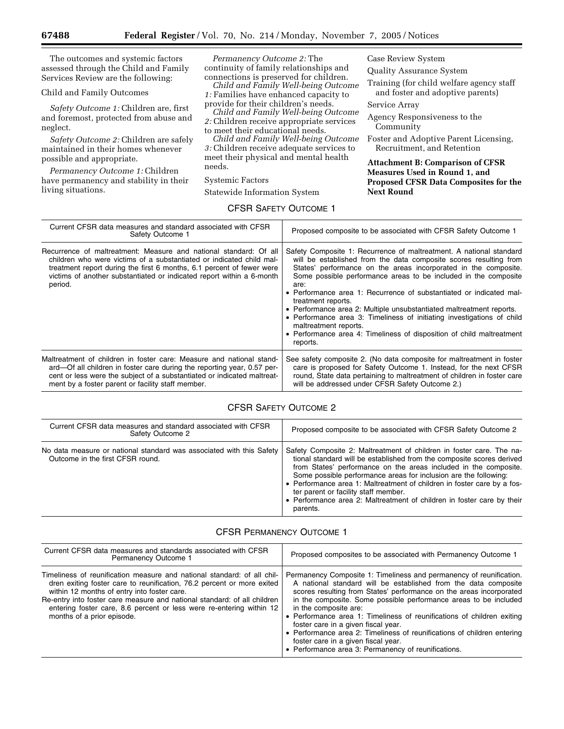The outcomes and systemic factors assessed through the Child and Family Services Review are the following:

Child and Family Outcomes

*Safety Outcome 1:* Children are, first and foremost, protected from abuse and neglect.

*Safety Outcome 2:* Children are safely maintained in their homes whenever possible and appropriate.

*Permanency Outcome 1:* Children have permanency and stability in their living situations.

*Permanency Outcome 2:* The continuity of family relationships and connections is preserved for children.

*Child and Family Well-being Outcome 1:* Families have enhanced capacity to provide for their children's needs.

*Child and Family Well-being Outcome 2:* Children receive appropriate services to meet their educational needs.

*Child and Family Well-being Outcome 3:* Children receive adequate services to meet their physical and mental health needs.

Systemic Factors

Statewide Information System

Case Review System

Quality Assurance System

Training (for child welfare agency staff and foster and adoptive parents)

Service Array

Agency Responsiveness to the Community

Foster and Adoptive Parent Licensing, Recruitment, and Retention

**Attachment B: Comparison of CFSR Measures Used in Round 1, and Proposed CFSR Data Composites for the Next Round**

CFSR SAFETY OUTCOME 1

| Current CFSR data measures and standard associated with CFSR Safety Outcome 1 | Proposed composite to be associated with CFSR Safety Outcome 1 |
|---|---|
| Recurrence of maltreatment: Measure and national standard: Of all children who were victims of a substantiated or indicated child maltreatment report during the first 6 months, 6.1 percent of fewer were victims of another substantiated or indicated report within a 6-month period. | Safety Composite 1: Recurrence of maltreatment. A national standard will be established from the data composite scores resulting from States' performance on the areas incorporated in the composite. Some possible performance areas to be included in the composite are: • Performance area 1: Recurrence of substantiated or indicated maltreatment reports. • Performance area 2: Multiple unsubstantiated maltreatment reports. • Performance area 3: Timeliness of initiating investigations of child maltreatment reports. • Performance area 4: Timeliness of disposition of child maltreatment reports. |
| Maltreatment of children in foster care: Measure and national standard—Of all children in foster care during the reporting year, 0.57 percent or less were the subject of a substantiated or indicated maltreatment by a foster parent or facility staff member. | See safety composite 2. (No data composite for maltreatment in foster care is proposed for Safety Outcome 1. Instead, for the next CFSR round, State data pertaining to maltreatment of children in foster care will be addressed under CFSR Safety Outcome 2.) |

CFSR SAFETY OUTCOME 2

| Current CFSR data measures and standard associated with CFSR Safety Outcome 2 | Proposed composite to be associated with CFSR Safety Outcome 2 |
|---|---|
| No data measure or national standard was associated with this Safety Outcome in the first CFSR round. | Safety Composite 2: Maltreatment of children in foster care. The national standard will be established from the composite scores derived from States' performance on the areas included in the composite. Some possible performance areas for inclusion are the following: • Performance area 1: Maltreatment of children in foster care by a foster parent or facility staff member. • Performance area 2: Maltreatment of children in foster care by their parents. |

CFSR PERMANENCY OUTCOME 1

| Current CFSR data measures and standards associated with CFSR Permanency Outcome 1 | Proposed composites to be associated with Permanency Outcome 1 |
|---|---|
| Timeliness of reunification measure and national standard: of all children exiting foster care to reunification, 76.2 percent or more exited within 12 months of entry into foster care. Re-entry into foster care measure and national standard: of all children entering foster care, 8.6 percent or less were re-entering within 12 months of a prior episode. | Permanency Composite 1: Timeliness and permanency of reunification. A national standard will be established from the data composite scores resulting from States' performance on the areas incorporated in the composite. Some possible performance areas to be included in the composite are: • Performance area 1: Timeliness of reunifications of children exiting foster care in a given fiscal year. • Performance area 2: Timeliness of reunifications of children entering foster care in a given fiscal year. • Performance area 3: Permanency of reunifications. |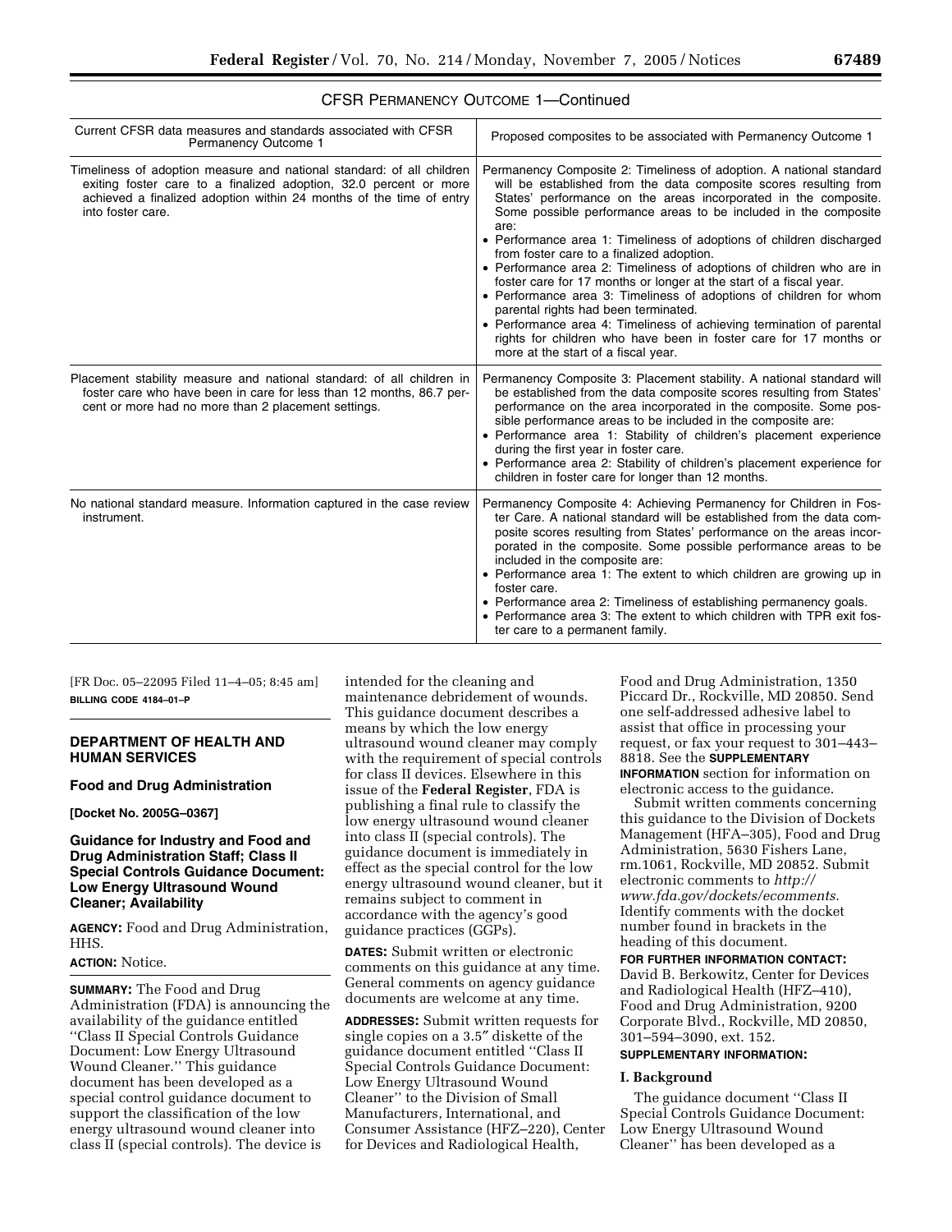CFSR PERMANENCY OUTCOME 1—Continued

| Current CFSR data measures and standards associated with CFSR Permanency Outcome 1 | Proposed composites to be associated with Permanency Outcome 1 |
|---|---|
| Timeliness of adoption measure and national standard: of all children exiting foster care to a finalized adoption, 32.0 percent or more achieved a finalized adoption within 24 months of the time of entry into foster care. | Permanency Composite 2: Timeliness of adoption. A national standard will be established from the data composite scores resulting from States' performance on the areas incorporated in the composite. Some possible performance areas to be included in the composite are: • Performance area 1: Timeliness of adoptions of children discharged from foster care to a finalized adoption. • Performance area 2: Timeliness of adoptions of children who are in foster care for 17 months or longer at the start of a fiscal year. • Performance area 3: Timeliness of adoptions of children for whom parental rights had been terminated. • Performance area 4: Timeliness of achieving termination of parental rights for children who have been in foster care for 17 months or more at the start of a fiscal year. |
| Placement stability measure and national standard: of all children in foster care who have been in care for less than 12 months, 86.7 percent or more had no more than 2 placement settings. | Permanency Composite 3: Placement stability. A national standard will be established from the data composite scores resulting from States' performance on the area incorporated in the composite. Some possible performance areas to be included in the composite are: • Performance area 1: Stability of children's placement experience during the first year in foster care. • Performance area 2: Stability of children's placement experience for children in foster care for longer than 12 months. |
| No national standard measure. Information captured in the case review instrument. | Permanency Composite 4: Achieving Permanency for Children in Foster Care. A national standard will be established from the data composite scores resulting from States' performance on the areas incorporated in the composite. Some possible performance areas to be included in the composite are: • Performance area 1: The extent to which children are growing up in foster care. • Performance area 2: Timeliness of establishing permanency goals. • Performance area 3: The extent to which children with TPR exit foster care to a permanent family. |

[FR Doc. 05–22095 Filed 11–4–05; 8:45 am]

**BILLING CODE 4184–01–P**

## DEPARTMENT OF HEALTH AND HUMAN SERVICES

### Food and Drug Administration

**[Docket No. 2005G–0367]**

### Guidance for Industry and Food and Drug Administration Staff; Class II Special Controls Guidance Document: Low Energy Ultrasound Wound Cleaner; Availability

**AGENCY:** Food and Drug Administration, HHS.

**ACTION:** Notice.

**SUMMARY:** The Food and Drug Administration (FDA) is announcing the availability of the guidance entitled ''Class II Special Controls Guidance Document: Low Energy Ultrasound Wound Cleaner.'' This guidance document has been developed as a special control guidance document to support the classification of the low energy ultrasound wound cleaner into class II (special controls). The device is intended for the cleaning and maintenance debridement of wounds. This guidance document describes a means by which the low energy ultrasound wound cleaner may comply with the requirement of special controls for class II devices. Elsewhere in this issue of the **Federal Register**, FDA is publishing a final rule to classify the low energy ultrasound wound cleaner into class II (special controls). The guidance document is immediately in effect as the special control for the low energy ultrasound wound cleaner, but it remains subject to comment in accordance with the agency's good guidance practices (GGPs).

**DATES:** Submit written or electronic comments on this guidance at any time. General comments on agency guidance documents are welcome at any time.

**ADDRESSES:** Submit written requests for single copies on a 3.5″ diskette of the guidance document entitled ''Class II Special Controls Guidance Document: Low Energy Ultrasound Wound Cleaner'' to the Division of Small Manufacturers, International, and Consumer Assistance (HFZ–220), Center for Devices and Radiological Health, Food and Drug Administration, 1350 Piccard Dr., Rockville, MD 20850. Send one self-addressed adhesive label to assist that office in processing your request, or fax your request to 301–443–8818. See the **SUPPLEMENTARY INFORMATION** section for information on electronic access to the guidance.

Submit written comments concerning this guidance to the Division of Dockets Management (HFA–305), Food and Drug Administration, 5630 Fishers Lane, rm.1061, Rockville, MD 20852. Submit electronic comments to *http://www.fda.gov/dockets/ecomments*. Identify comments with the docket number found in brackets in the heading of this document.

**FOR FURTHER INFORMATION CONTACT:** David B. Berkowitz, Center for Devices and Radiological Health (HFZ–410), Food and Drug Administration, 9200 Corporate Blvd., Rockville, MD 20850, 301–594–3090, ext. 152.

**SUPPLEMENTARY INFORMATION:**

#### I. Background

The guidance document ''Class II Special Controls Guidance Document: Low Energy Ultrasound Wound Cleaner'' has been developed as a